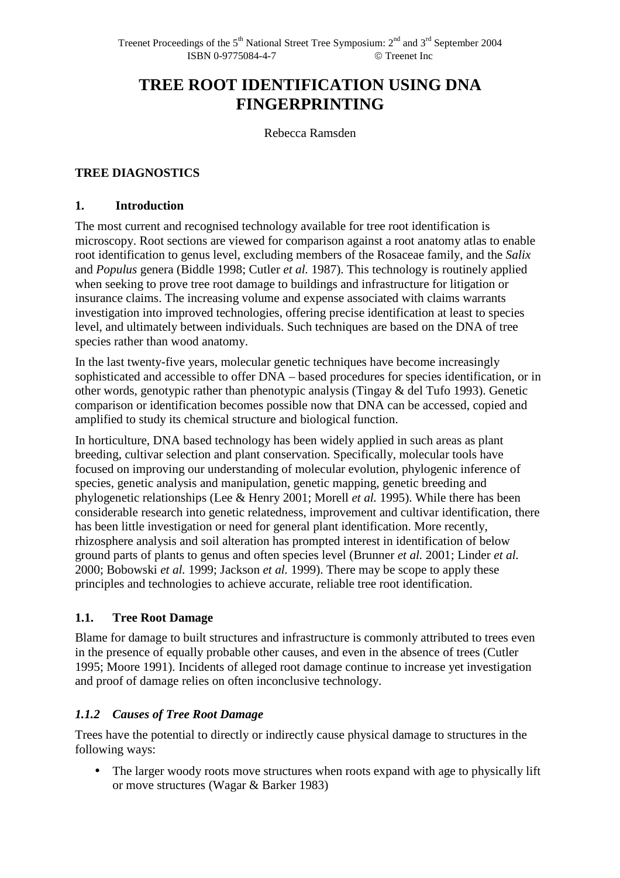# TREE ROOT IDENTIFICATION USING DNA FINGERPRINTING

Rebecca Ramsden

## TREE DIAGNOSTICS

### 1. Introduction

The most current and recognised technology available for tree root identification is microscopy. Root sections are viewed for comparison against a root anatomy atlas to enable root identification to genus level, excluding members of the Rosaceae family, and the *Salix* and *Populus* genera (Biddle 1998; Cutler *et al.* 1987). This technology is routinely applied when seeking to prove tree root damage to buildings and infrastructure for litigation or insurance claims. The increasing volume and expense associated with claims warrants investigation into improved technologies, offering precise identification at least to species level, and ultimately between individuals. Such techniques are based on the DNA of tree species rather than wood anatomy.

In the last twenty-five years, molecular genetic techniques have become increasingly sophisticated and accessible to offer DNA – based procedures for species identification, or in other words, genotypic rather than phenotypic analysis (Tingay & del Tufo 1993). Genetic comparison or identification becomes possible now that DNA can be accessed, copied and amplified to study its chemical structure and biological function.

In horticulture, DNA based technology has been widely applied in such areas as plant breeding, cultivar selection and plant conservation. Specifically, molecular tools have focused on improving our understanding of molecular evolution, phylogenic inference of species, genetic analysis and manipulation, genetic mapping, genetic breeding and phylogenetic relationships (Lee & Henry 2001; Morell *et al.* 1995). While there has been considerable research into genetic relatedness, improvement and cultivar identification, there has been little investigation or need for general plant identification. More recently, rhizosphere analysis and soil alteration has prompted interest in identification of below ground parts of plants to genus and often species level (Brunner *et al.* 2001; Linder *et al.* 2000; Bobowski *et al.* 1999; Jackson *et al.* 1999). There may be scope to apply these principles and technologies to achieve accurate, reliable tree root identification.

### 1.1. Tree Root Damage

Blame for damage to built structures and infrastructure is commonly attributed to trees even in the presence of equally probable other causes, and even in the absence of trees (Cutler 1995; Moore 1991). Incidents of alleged root damage continue to increase yet investigation and proof of damage relies on often inconclusive technology.

#### *1.1.2 Causes of Tree Root Damage*

Trees have the potential to directly or indirectly cause physical damage to structures in the following ways:

- The larger woody roots move structures when roots expand with age to physically lift or move structures (Wagar & Barker 1983)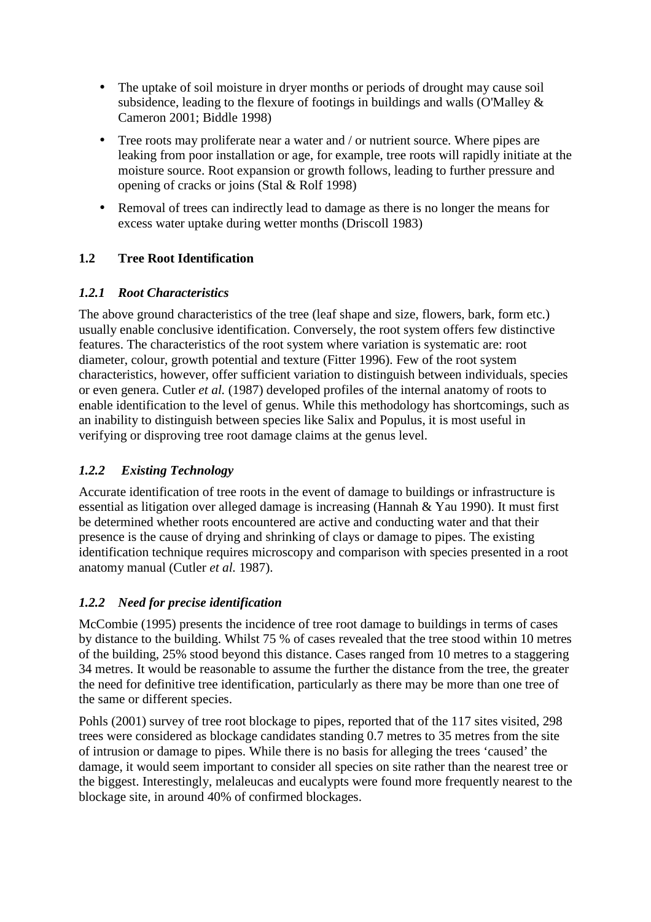- The uptake of soil moisture in dryer months or periods of drought may cause soil subsidence, leading to the flexure of footings in buildings and walls (O'Malley & Cameron 2001; Biddle 1998)
- Tree roots may proliferate near a water and / or nutrient source. Where pipes are leaking from poor installation or age, for example, tree roots will rapidly initiate at the moisture source. Root expansion or growth follows, leading to further pressure and opening of cracks or joins (Stal & Rolf 1998)
- Removal of trees can indirectly lead to damage as there is no longer the means for excess water uptake during wetter months (Driscoll 1983)

## 1.2 Tree Root Identification

### *1.2.1 Root Characteristics*

The above ground characteristics of the tree (leaf shape and size, flowers, bark, form etc.) usually enable conclusive identification. Conversely, the root system offers few distinctive features. The characteristics of the root system where variation is systematic are: root diameter, colour, growth potential and texture (Fitter 1996). Few of the root system characteristics, however, offer sufficient variation to distinguish between individuals, species or even genera. Cutler *et al.* (1987) developed profiles of the internal anatomy of roots to enable identification to the level of genus. While this methodology has shortcomings, such as an inability to distinguish between species like Salix and Populus, it is most useful in verifying or disproving tree root damage claims at the genus level.

### *1.2.2 Existing Technology*

Accurate identification of tree roots in the event of damage to buildings or infrastructure is essential as litigation over alleged damage is increasing (Hannah & Yau 1990). It must first be determined whether roots encountered are active and conducting water and that their presence is the cause of drying and shrinking of clays or damage to pipes. The existing identification technique requires microscopy and comparison with species presented in a root anatomy manual (Cutler *et al.* 1987).

### *1.2.2 Need for precise identification*

McCombie (1995) presents the incidence of tree root damage to buildings in terms of cases by distance to the building. Whilst 75 % of cases revealed that the tree stood within 10 metres of the building, 25% stood beyond this distance. Cases ranged from 10 metres to a staggering 34 metres. It would be reasonable to assume the further the distance from the tree, the greater the need for definitive tree identification, particularly as there may be more than one tree of the same or different species.

Pohls (2001) survey of tree root blockage to pipes, reported that of the 117 sites visited, 298 trees were considered as blockage candidates standing 0.7 metres to 35 metres from the site of intrusion or damage to pipes. While there is no basis for alleging the trees 'caused' the damage, it would seem important to consider all species on site rather than the nearest tree or the biggest. Interestingly, melaleucas and eucalypts were found more frequently nearest to the blockage site, in around 40% of confirmed blockages.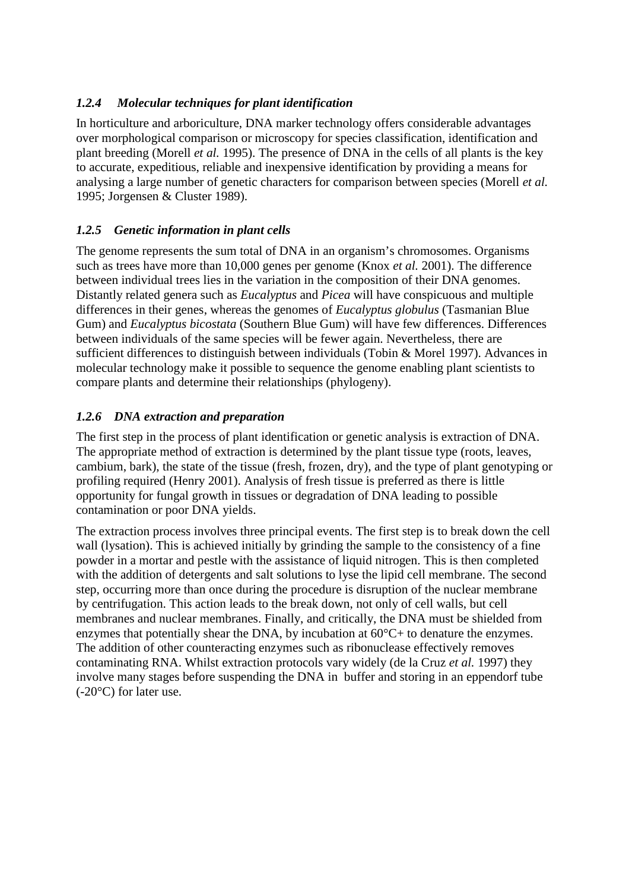### *1.2.4 Molecular techniques for plant identification*

In horticulture and arboriculture, DNA marker technology offers considerable advantages over morphological comparison or microscopy for species classification, identification and plant breeding (Morell *et al.* 1995). The presence of DNA in the cells of all plants is the key to accurate, expeditious, reliable and inexpensive identification by providing a means for analysing a large number of genetic characters for comparison between species (Morell *et al.* 1995; Jorgensen & Cluster 1989).

### *1.2.5 Genetic information in plant cells*

The genome represents the sum total of DNA in an organism's chromosomes. Organisms such as trees have more than 10,000 genes per genome (Knox *et al.* 2001). The difference between individual trees lies in the variation in the composition of their DNA genomes. Distantly related genera such as *Eucalyptus* and *Picea* will have conspicuous and multiple differences in their genes, whereas the genomes of *Eucalyptus globulus* (Tasmanian Blue Gum) and *Eucalyptus bicostata* (Southern Blue Gum) will have few differences. Differences between individuals of the same species will be fewer again. Nevertheless, there are sufficient differences to distinguish between individuals (Tobin & Morel 1997). Advances in molecular technology make it possible to sequence the genome enabling plant scientists to compare plants and determine their relationships (phylogeny).

### *1.2.6 DNA extraction and preparation*

The first step in the process of plant identification or genetic analysis is extraction of DNA. The appropriate method of extraction is determined by the plant tissue type (roots, leaves, cambium, bark), the state of the tissue (fresh, frozen, dry), and the type of plant genotyping or profiling required (Henry 2001). Analysis of fresh tissue is preferred as there is little opportunity for fungal growth in tissues or degradation of DNA leading to possible contamination or poor DNA yields.

The extraction process involves three principal events. The first step is to break down the cell wall (lysation). This is achieved initially by grinding the sample to the consistency of a fine powder in a mortar and pestle with the assistance of liquid nitrogen. This is then completed with the addition of detergents and salt solutions to lyse the lipid cell membrane. The second step, occurring more than once during the procedure is disruption of the nuclear membrane by centrifugation. This action leads to the break down, not only of cell walls, but cell membranes and nuclear membranes. Finally, and critically, the DNA must be shielded from enzymes that potentially shear the DNA, by incubation at 60°C+ to denature the enzymes. The addition of other counteracting enzymes such as ribonuclease effectively removes contaminating RNA. Whilst extraction protocols vary widely (de la Cruz *et al.* 1997) they involve many stages before suspending the DNA in buffer and storing in an eppendorf tube (-20°C) for later use.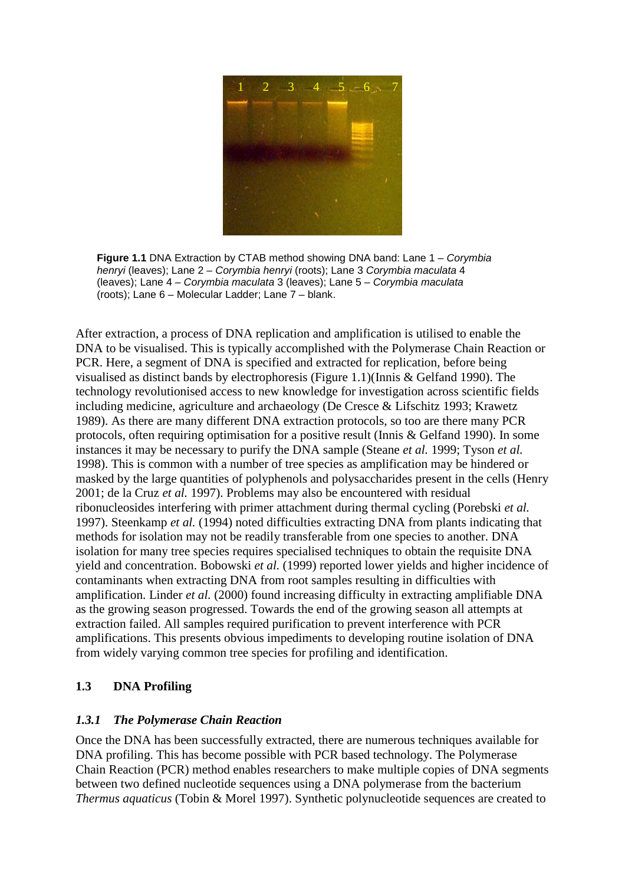1 2 3 4 5 6 7

**Figure 1.1** DNA Extraction by CTAB method showing DNA band: Lane 1 – *Corymbia henryi* (leaves); Lane 2 – *Corymbia henryi* (roots); Lane 3 *Corymbia maculata* 4 (leaves); Lane 4 – *Corymbia maculata* 3 (leaves); Lane 5 – *Corymbia maculata* (roots); Lane 6 – Molecular Ladder; Lane 7 – blank.

After extraction, a process of DNA replication and amplification is utilised to enable the DNA to be visualised. This is typically accomplished with the Polymerase Chain Reaction or PCR. Here, a segment of DNA is specified and extracted for replication, before being visualised as distinct bands by electrophoresis (Figure 1.1)(Innis & Gelfand 1990). The technology revolutionised access to new knowledge for investigation across scientific fields including medicine, agriculture and archaeology (De Cresce & Lifschitz 1993; Krawetz 1989). As there are many different DNA extraction protocols, so too are there many PCR protocols, often requiring optimisation for a positive result (Innis & Gelfand 1990). In some instances it may be necessary to purify the DNA sample (Steane *et al.* 1999; Tyson *et al.* 1998). This is common with a number of tree species as amplification may be hindered or masked by the large quantities of polyphenols and polysaccharides present in the cells (Henry 2001; de la Cruz *et al.* 1997). Problems may also be encountered with residual ribonucleosides interfering with primer attachment during thermal cycling (Porebski *et al.* 1997). Steenkamp *et al.* (1994) noted difficulties extracting DNA from plants indicating that methods for isolation may not be readily transferable from one species to another. DNA isolation for many tree species requires specialised techniques to obtain the requisite DNA yield and concentration. Bobowski *et al.* (1999) reported lower yields and higher incidence of contaminants when extracting DNA from root samples resulting in difficulties with amplification. Linder *et al.* (2000) found increasing difficulty in extracting amplifiable DNA as the growing season progressed. Towards the end of the growing season all attempts at extraction failed. All samples required purification to prevent interference with PCR amplifications. This presents obvious impediments to developing routine isolation of DNA from widely varying common tree species for profiling and identification.

## 1.3 DNA Profiling

### *1.3.1 The Polymerase Chain Reaction*

Once the DNA has been successfully extracted, there are numerous techniques available for DNA profiling. This has become possible with PCR based technology. The Polymerase Chain Reaction (PCR) method enables researchers to make multiple copies of DNA segments between two defined nucleotide sequences using a DNA polymerase from the bacterium *Thermus aquaticus* (Tobin & Morel 1997). Synthetic polynucleotide sequences are created to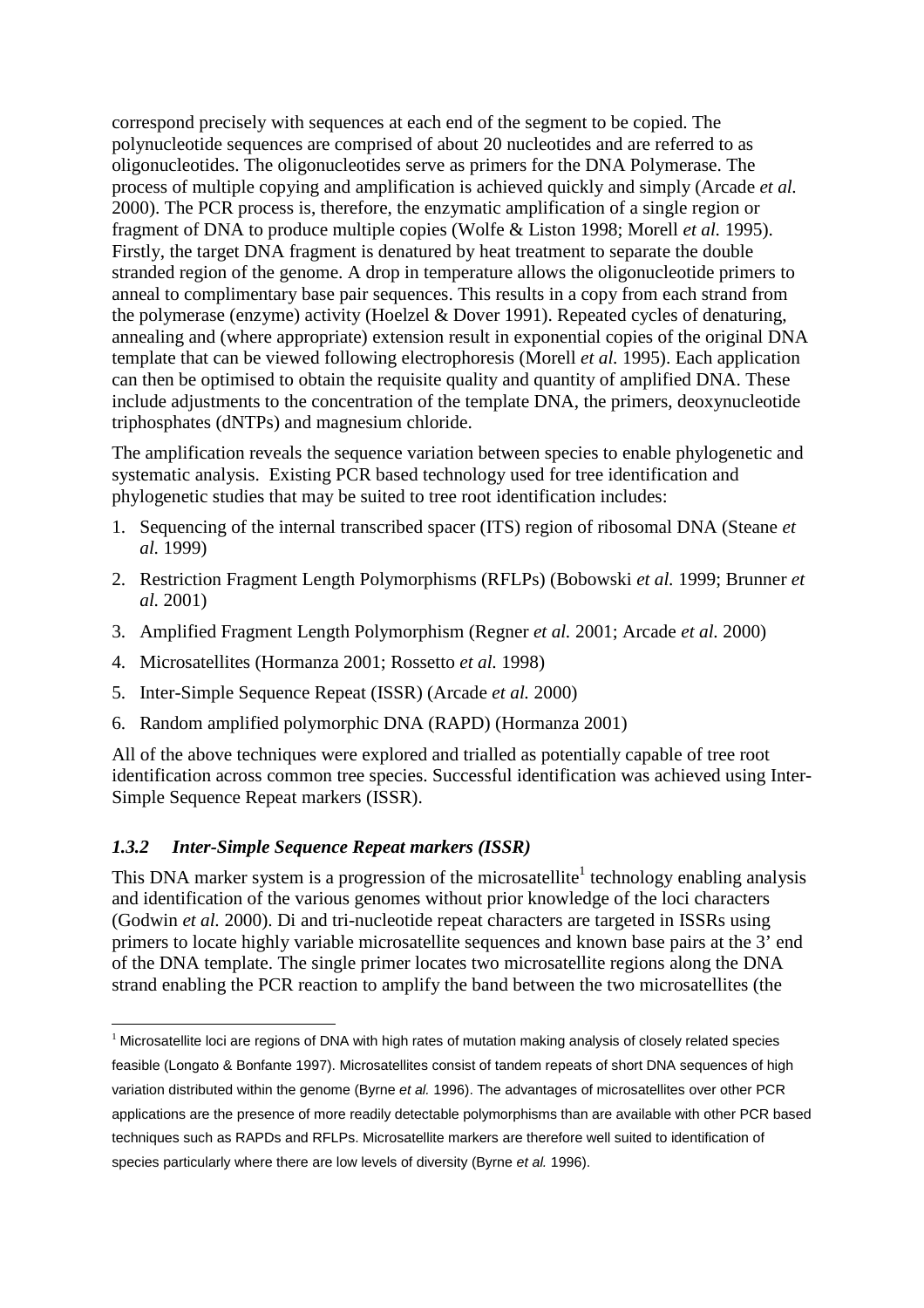correspond precisely with sequences at each end of the segment to be copied. The polynucleotide sequences are comprised of about 20 nucleotides and are referred to as oligonucleotides. The oligonucleotides serve as primers for the DNA Polymerase. The process of multiple copying and amplification is achieved quickly and simply (Arcade *et al.* 2000). The PCR process is, therefore, the enzymatic amplification of a single region or fragment of DNA to produce multiple copies (Wolfe & Liston 1998; Morell *et al.* 1995). Firstly, the target DNA fragment is denatured by heat treatment to separate the double stranded region of the genome. A drop in temperature allows the oligonucleotide primers to anneal to complimentary base pair sequences. This results in a copy from each strand from the polymerase (enzyme) activity (Hoelzel & Dover 1991). Repeated cycles of denaturing, annealing and (where appropriate) extension result in exponential copies of the original DNA template that can be viewed following electrophoresis (Morell *et al.* 1995). Each application can then be optimised to obtain the requisite quality and quantity of amplified DNA. These include adjustments to the concentration of the template DNA, the primers, deoxynucleotide triphosphates (dNTPs) and magnesium chloride.

The amplification reveals the sequence variation between species to enable phylogenetic and systematic analysis. Existing PCR based technology used for tree identification and phylogenetic studies that may be suited to tree root identification includes:

1. Sequencing of the internal transcribed spacer (ITS) region of ribosomal DNA (Steane *et al.* 1999)
2. Restriction Fragment Length Polymorphisms (RFLPs) (Bobowski *et al.* 1999; Brunner *et al.* 2001)
3. Amplified Fragment Length Polymorphism (Regner *et al.* 2001; Arcade *et al.* 2000)
4. Microsatellites (Hormanza 2001; Rossetto *et al.* 1998)
5. Inter-Simple Sequence Repeat (ISSR) (Arcade *et al.* 2000)
6. Random amplified polymorphic DNA (RAPD) (Hormanza 2001)

All of the above techniques were explored and trialled as potentially capable of tree root identification across common tree species. Successful identification was achieved using Inter-Simple Sequence Repeat markers (ISSR).

### *1.3.2 Inter-Simple Sequence Repeat markers (ISSR)*

This DNA marker system is a progression of the microsatellite[1] technology enabling analysis and identification of the various genomes without prior knowledge of the loci characters (Godwin *et al.* 2000). Di and tri-nucleotide repeat characters are targeted in ISSRs using primers to locate highly variable microsatellite sequences and known base pairs at the 3' end of the DNA template. The single primer locates two microsatellite regions along the DNA strand enabling the PCR reaction to amplify the band between the two microsatellites (the

[1] Microsatellite loci are regions of DNA with high rates of mutation making analysis of closely related species feasible (Longato & Bonfante 1997). Microsatellites consist of tandem repeats of short DNA sequences of high variation distributed within the genome (Byrne *et al.* 1996). The advantages of microsatellites over other PCR applications are the presence of more readily detectable polymorphisms than are available with other PCR based techniques such as RAPDs and RFLPs. Microsatellite markers are therefore well suited to identification of species particularly where there are low levels of diversity (Byrne *et al.* 1996).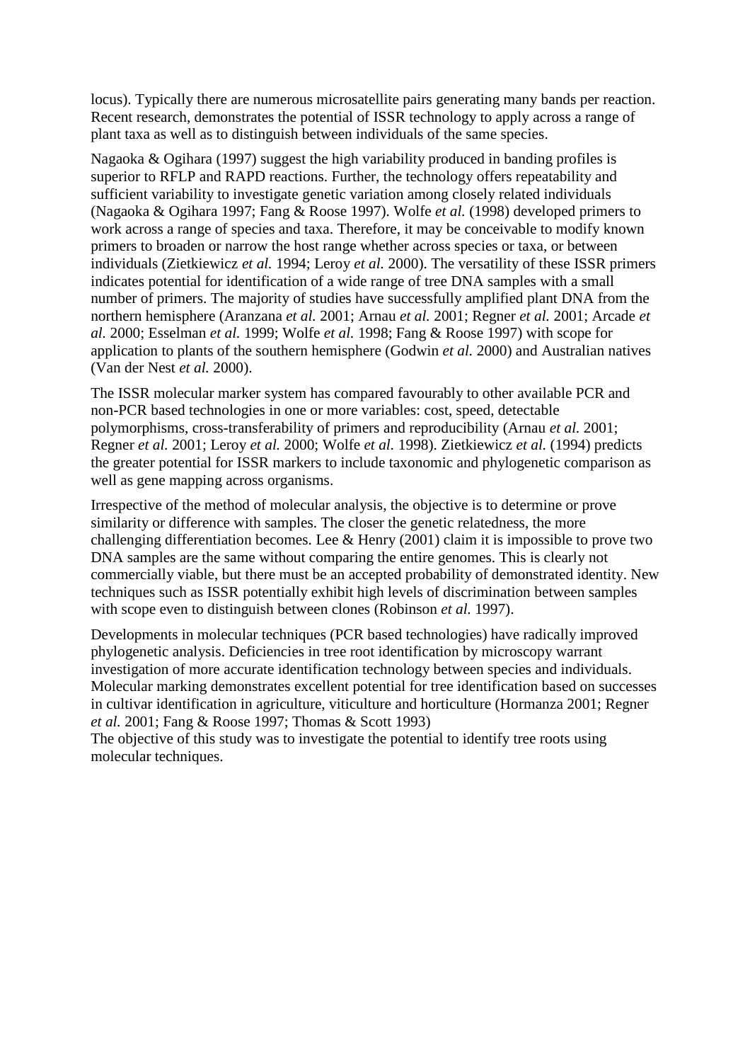locus). Typically there are numerous microsatellite pairs generating many bands per reaction. Recent research, demonstrates the potential of ISSR technology to apply across a range of plant taxa as well as to distinguish between individuals of the same species.

Nagaoka & Ogihara (1997) suggest the high variability produced in banding profiles is superior to RFLP and RAPD reactions. Further, the technology offers repeatability and sufficient variability to investigate genetic variation among closely related individuals (Nagaoka & Ogihara 1997; Fang & Roose 1997). Wolfe *et al.* (1998) developed primers to work across a range of species and taxa. Therefore, it may be conceivable to modify known primers to broaden or narrow the host range whether across species or taxa, or between individuals (Zietkiewicz *et al.* 1994; Leroy *et al.* 2000). The versatility of these ISSR primers indicates potential for identification of a wide range of tree DNA samples with a small number of primers. The majority of studies have successfully amplified plant DNA from the northern hemisphere (Aranzana *et al.* 2001; Arnau *et al.* 2001; Regner *et al.* 2001; Arcade *et al.* 2000; Esselman *et al.* 1999; Wolfe *et al.* 1998; Fang & Roose 1997) with scope for application to plants of the southern hemisphere (Godwin *et al.* 2000) and Australian natives (Van der Nest *et al.* 2000).

The ISSR molecular marker system has compared favourably to other available PCR and non-PCR based technologies in one or more variables: cost, speed, detectable polymorphisms, cross-transferability of primers and reproducibility (Arnau *et al.* 2001; Regner *et al.* 2001; Leroy *et al.* 2000; Wolfe *et al.* 1998). Zietkiewicz *et al.* (1994) predicts the greater potential for ISSR markers to include taxonomic and phylogenetic comparison as well as gene mapping across organisms.

Irrespective of the method of molecular analysis, the objective is to determine or prove similarity or difference with samples. The closer the genetic relatedness, the more challenging differentiation becomes. Lee & Henry (2001) claim it is impossible to prove two DNA samples are the same without comparing the entire genomes. This is clearly not commercially viable, but there must be an accepted probability of demonstrated identity. New techniques such as ISSR potentially exhibit high levels of discrimination between samples with scope even to distinguish between clones (Robinson *et al.* 1997).

Developments in molecular techniques (PCR based technologies) have radically improved phylogenetic analysis. Deficiencies in tree root identification by microscopy warrant investigation of more accurate identification technology between species and individuals. Molecular marking demonstrates excellent potential for tree identification based on successes in cultivar identification in agriculture, viticulture and horticulture (Hormanza 2001; Regner *et al.* 2001; Fang & Roose 1997; Thomas & Scott 1993)
The objective of this study was to investigate the potential to identify tree roots using molecular techniques.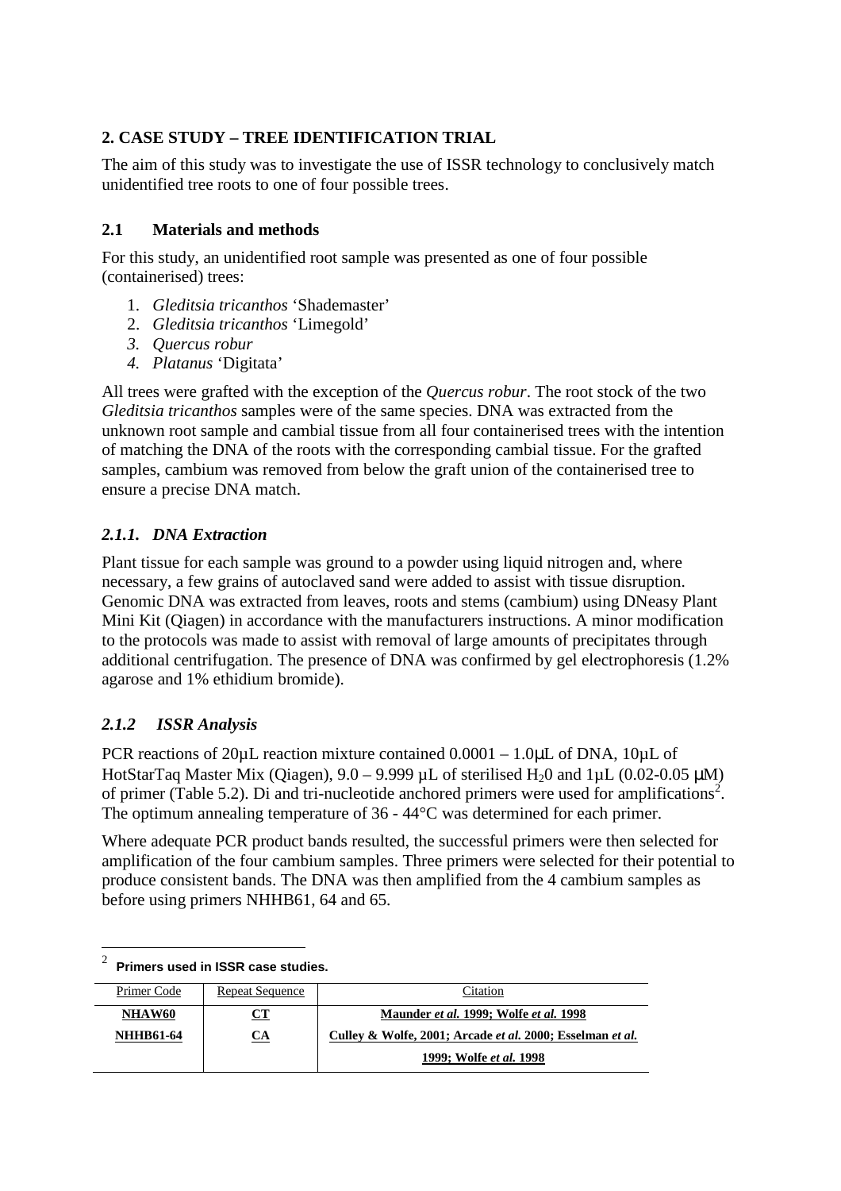## 2. CASE STUDY – TREE IDENTIFICATION TRIAL

The aim of this study was to investigate the use of ISSR technology to conclusively match unidentified tree roots to one of four possible trees.

### 2.1 Materials and methods

For this study, an unidentified root sample was presented as one of four possible (containerised) trees:

1. *Gleditsia tricanthos* 'Shademaster'
2. *Gleditsia tricanthos* 'Limegold'
3. *Quercus robur*
4. *Platanus* 'Digitata'

All trees were grafted with the exception of the *Quercus robur*. The root stock of the two *Gleditsia tricanthos* samples were of the same species. DNA was extracted from the unknown root sample and cambial tissue from all four containerised trees with the intention of matching the DNA of the roots with the corresponding cambial tissue. For the grafted samples, cambium was removed from below the graft union of the containerised tree to ensure a precise DNA match.

#### *2.1.1. DNA Extraction*

Plant tissue for each sample was ground to a powder using liquid nitrogen and, where necessary, a few grains of autoclaved sand were added to assist with tissue disruption. Genomic DNA was extracted from leaves, roots and stems (cambium) using DNeasy Plant Mini Kit (Qiagen) in accordance with the manufacturers instructions. A minor modification to the protocols was made to assist with removal of large amounts of precipitates through additional centrifugation. The presence of DNA was confirmed by gel electrophoresis (1.2% agarose and 1% ethidium bromide).

#### *2.1.2 ISSR Analysis*

PCR reactions of 20µL reaction mixture contained 0.0001 – 1.0µL of DNA, 10µL of HotStarTaq Master Mix (Qiagen), 9.0 – 9.999 µL of sterilised $H_2 0$ and 1µL (0.02-0.05 µM) of primer (Table 5.2). Di and tri-nucleotide anchored primers were used for amplifications[2]. The optimum annealing temperature of 36 - 44°C was determined for each primer.

Where adequate PCR product bands resulted, the successful primers were then selected for amplification of the four cambium samples. Three primers were selected for their potential to produce consistent bands. The DNA was then amplified from the 4 cambium samples as before using primers NHHB61, 64 and 65.

---

[2] **Primers used in ISSR case studies.**

| Primer Code | Repeat Sequence | Citation |
|---|---|---|
| **NHAW60** | **CT** | **Maunder *et al.* 1999; Wolfe *et al.* 1998** |
| **NHHB61-64** | **CA** | **Culley & Wolfe, 2001; Arcade *et al.* 2000; Esselman *et al.* 1999; Wolfe *et al.* 1998** |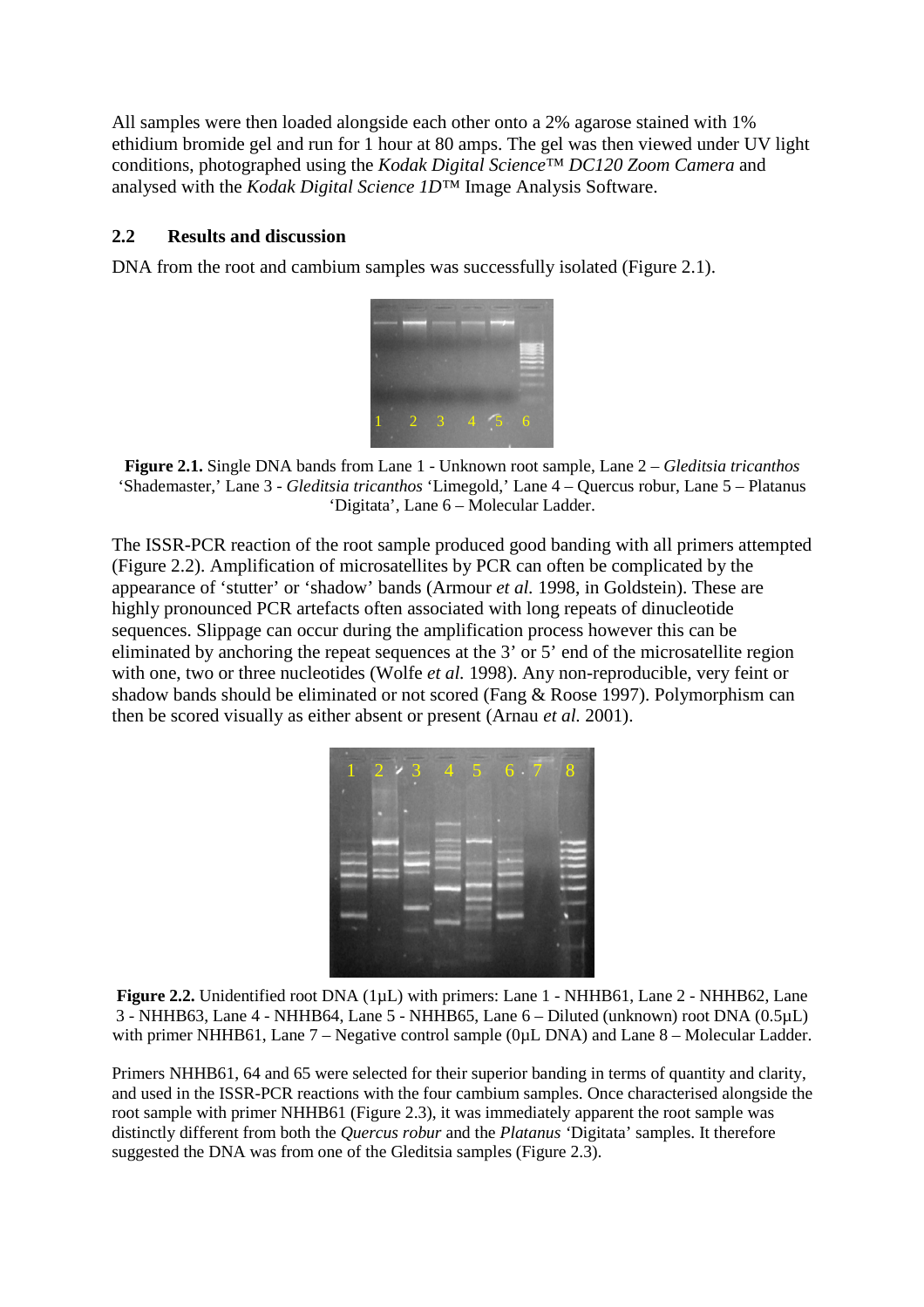All samples were then loaded alongside each other onto a 2% agarose stained with 1% ethidium bromide gel and run for 1 hour at 80 amps. The gel was then viewed under UV light conditions, photographed using the *Kodak Digital Science™ DC120 Zoom Camera* and analysed with the *Kodak Digital Science 1D™* Image Analysis Software.

## 2.2 Results and discussion

DNA from the root and cambium samples was successfully isolated (Figure 2.1).

1 2 3 4 5 6

**Figure 2.1.** Single DNA bands from Lane 1 - Unknown root sample, Lane 2 – *Gleditsia tricanthos* 'Shademaster,' Lane 3 - *Gleditsia tricanthos* 'Limegold,' Lane 4 – Quercus robur, Lane 5 – Platanus 'Digitata', Lane 6 – Molecular Ladder.

The ISSR-PCR reaction of the root sample produced good banding with all primers attempted (Figure 2.2). Amplification of microsatellites by PCR can often be complicated by the appearance of 'stutter' or 'shadow' bands (Armour *et al.* 1998, in Goldstein). These are highly pronounced PCR artefacts often associated with long repeats of dinucleotide sequences. Slippage can occur during the amplification process however this can be eliminated by anchoring the repeat sequences at the 3' or 5' end of the microsatellite region with one, two or three nucleotides (Wolfe *et al.* 1998). Any non-reproducible, very feint or shadow bands should be eliminated or not scored (Fang & Roose 1997). Polymorphism can then be scored visually as either absent or present (Arnau *et al.* 2001).

1 2 3 4 5 6 7 8

**Figure 2.2.** Unidentified root DNA (1µL) with primers: Lane 1 - NHHB61, Lane 2 - NHHB62, Lane 3 - NHHB63, Lane 4 - NHHB64, Lane 5 - NHHB65, Lane 6 – Diluted (unknown) root DNA (0.5µL) with primer NHHB61, Lane 7 – Negative control sample (0µL DNA) and Lane 8 – Molecular Ladder.

Primers NHHB61, 64 and 65 were selected for their superior banding in terms of quantity and clarity, and used in the ISSR-PCR reactions with the four cambium samples. Once characterised alongside the root sample with primer NHHB61 (Figure 2.3), it was immediately apparent the root sample was distinctly different from both the *Quercus robur* and the *Platanus* 'Digitata' samples. It therefore suggested the DNA was from one of the Gleditsia samples (Figure 2.3).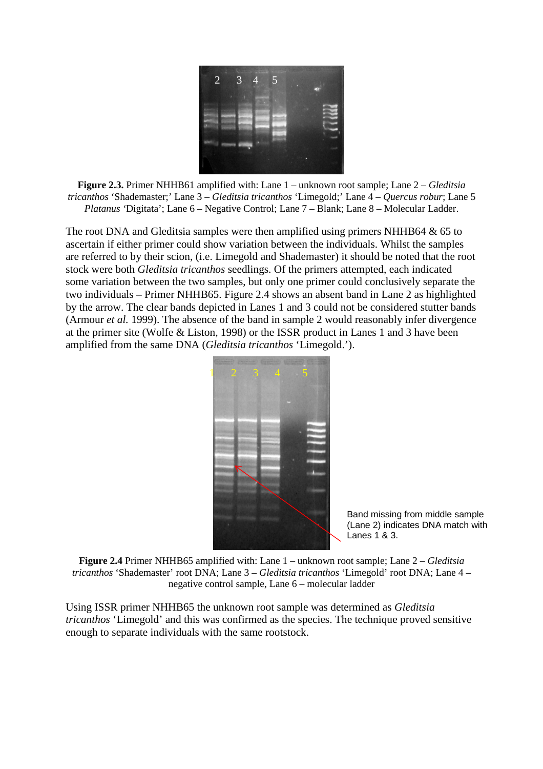2 3 4 5

**Figure 2.3.** Primer NHHB61 amplified with: Lane 1 – unknown root sample; Lane 2 – *Gleditsia tricanthos* 'Shademaster;' Lane 3 – *Gleditsia tricanthos* 'Limegold;' Lane 4 – *Quercus robur*; Lane 5 *Platanus* 'Digitata'; Lane 6 – Negative Control; Lane 7 – Blank; Lane 8 – Molecular Ladder.

The root DNA and Gleditsia samples were then amplified using primers NHHB64 & 65 to ascertain if either primer could show variation between the individuals. Whilst the samples are referred to by their scion, (i.e. Limegold and Shademaster) it should be noted that the root stock were both *Gleditsia tricanthos* seedlings. Of the primers attempted, each indicated some variation between the two samples, but only one primer could conclusively separate the two individuals – Primer NHHB65. Figure 2.4 shows an absent band in Lane 2 as highlighted by the arrow. The clear bands depicted in Lanes 1 and 3 could not be considered stutter bands (Armour *et al.* 1999). The absence of the band in sample 2 would reasonably infer divergence at the primer site (Wolfe & Liston, 1998) or the ISSR product in Lanes 1 and 3 have been amplified from the same DNA (*Gleditsia tricanthos* 'Limegold.').

1 2 3 4 5

Band missing from middle sample (Lane 2) indicates DNA match with Lanes 1 & 3.

**Figure 2.4** Primer NHHB65 amplified with: Lane 1 – unknown root sample; Lane 2 – *Gleditsia tricanthos* 'Shademaster' root DNA; Lane 3 – *Gleditsia tricanthos* 'Limegold' root DNA; Lane 4 – negative control sample, Lane 6 – molecular ladder

Using ISSR primer NHHB65 the unknown root sample was determined as *Gleditsia tricanthos* 'Limegold' and this was confirmed as the species. The technique proved sensitive enough to separate individuals with the same rootstock.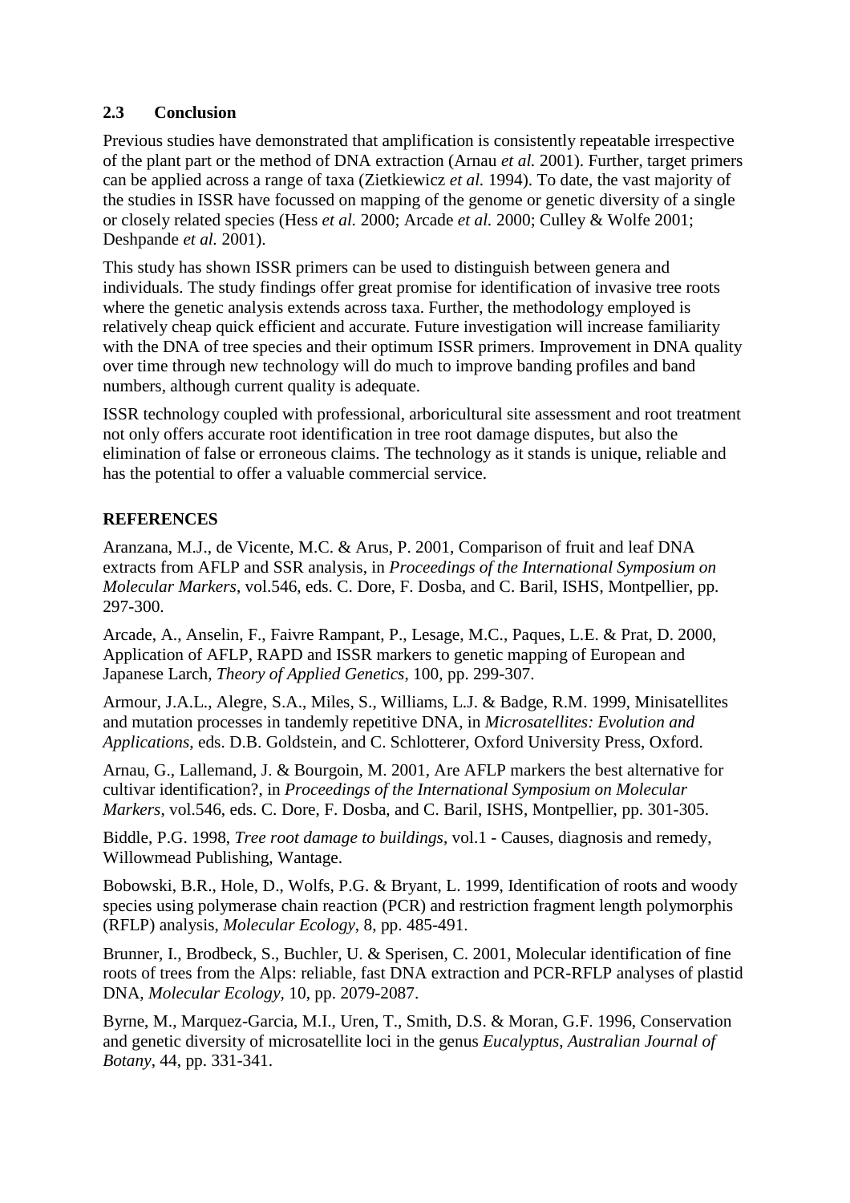## 2.3 Conclusion

Previous studies have demonstrated that amplification is consistently repeatable irrespective of the plant part or the method of DNA extraction (Arnau *et al.* 2001). Further, target primers can be applied across a range of taxa (Zietkiewicz *et al.* 1994). To date, the vast majority of the studies in ISSR have focussed on mapping of the genome or genetic diversity of a single or closely related species (Hess *et al.* 2000; Arcade *et al.* 2000; Culley & Wolfe 2001; Deshpande *et al.* 2001).

This study has shown ISSR primers can be used to distinguish between genera and individuals. The study findings offer great promise for identification of invasive tree roots where the genetic analysis extends across taxa. Further, the methodology employed is relatively cheap quick efficient and accurate. Future investigation will increase familiarity with the DNA of tree species and their optimum ISSR primers. Improvement in DNA quality over time through new technology will do much to improve banding profiles and band numbers, although current quality is adequate.

ISSR technology coupled with professional, arboricultural site assessment and root treatment not only offers accurate root identification in tree root damage disputes, but also the elimination of false or erroneous claims. The technology as it stands is unique, reliable and has the potential to offer a valuable commercial service.

## REFERENCES

Aranzana, M.J., de Vicente, M.C. & Arus, P. 2001, Comparison of fruit and leaf DNA extracts from AFLP and SSR analysis, in *Proceedings of the International Symposium on Molecular Markers*, vol.546, eds. C. Dore, F. Dosba, and C. Baril, ISHS, Montpellier, pp. 297-300.

Arcade, A., Anselin, F., Faivre Rampant, P., Lesage, M.C., Paques, L.E. & Prat, D. 2000, Application of AFLP, RAPD and ISSR markers to genetic mapping of European and Japanese Larch, *Theory of Applied Genetics*, 100, pp. 299-307.

Armour, J.A.L., Alegre, S.A., Miles, S., Williams, L.J. & Badge, R.M. 1999, Minisatellites and mutation processes in tandemly repetitive DNA, in *Microsatellites: Evolution and Applications*, eds. D.B. Goldstein, and C. Schlotterer, Oxford University Press, Oxford.

Arnau, G., Lallemand, J. & Bourgoin, M. 2001, Are AFLP markers the best alternative for cultivar identification?, in *Proceedings of the International Symposium on Molecular Markers*, vol.546, eds. C. Dore, F. Dosba, and C. Baril, ISHS, Montpellier, pp. 301-305.

Biddle, P.G. 1998, *Tree root damage to buildings*, vol.1 - Causes, diagnosis and remedy, Willowmead Publishing, Wantage.

Bobowski, B.R., Hole, D., Wolfs, P.G. & Bryant, L. 1999, Identification of roots and woody species using polymerase chain reaction (PCR) and restriction fragment length polymorphis (RFLP) analysis, *Molecular Ecology*, 8, pp. 485-491.

Brunner, I., Brodbeck, S., Buchler, U. & Sperisen, C. 2001, Molecular identification of fine roots of trees from the Alps: reliable, fast DNA extraction and PCR-RFLP analyses of plastid DNA, *Molecular Ecology*, 10, pp. 2079-2087.

Byrne, M., Marquez-Garcia, M.I., Uren, T., Smith, D.S. & Moran, G.F. 1996, Conservation and genetic diversity of microsatellite loci in the genus *Eucalyptus*, *Australian Journal of Botany*, 44, pp. 331-341.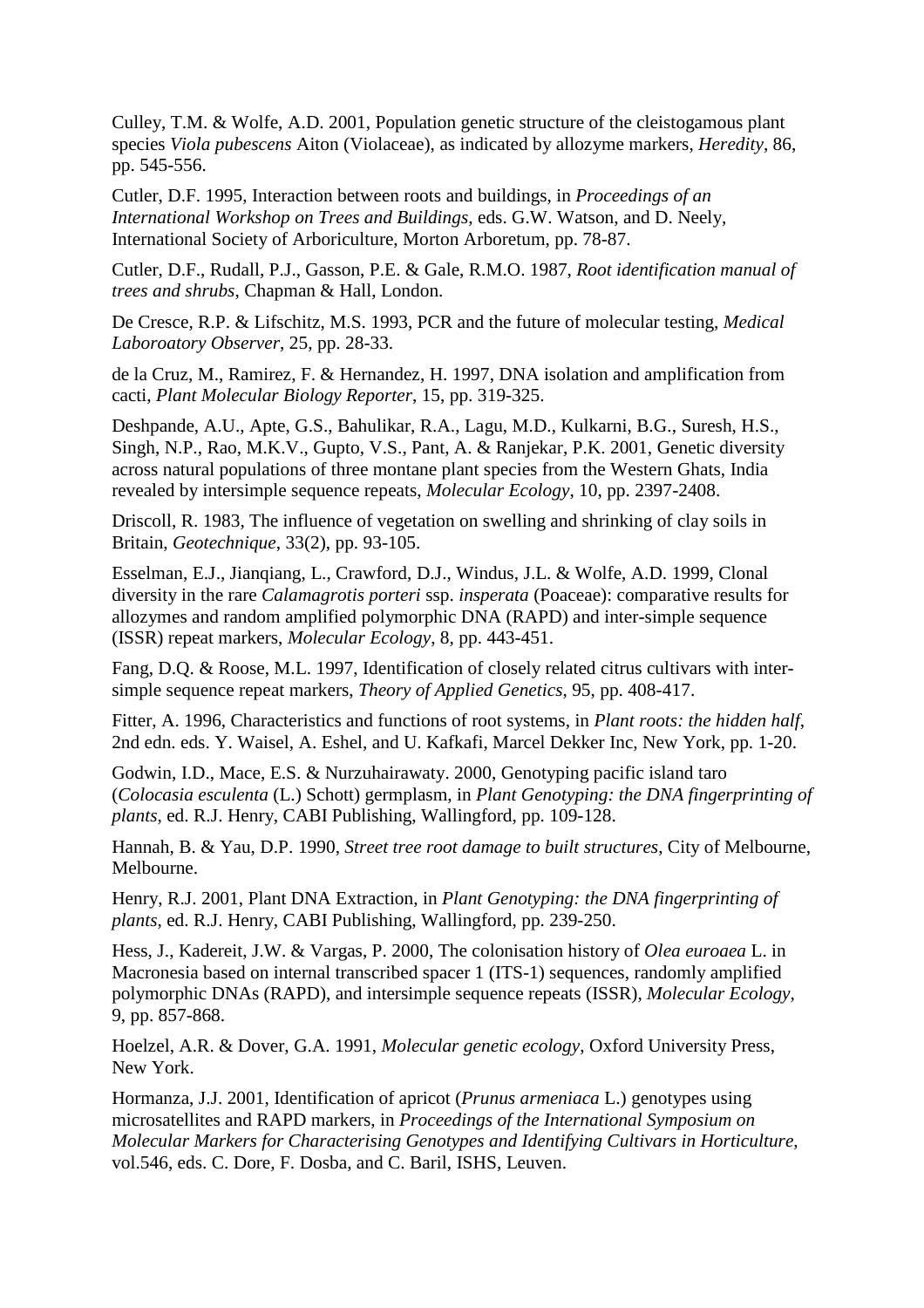Culley, T.M. & Wolfe, A.D. 2001, Population genetic structure of the cleistogamous plant species *Viola pubescens* Aiton (Violaceae), as indicated by allozyme markers, *Heredity*, 86, pp. 545-556.

Cutler, D.F. 1995, Interaction between roots and buildings, in *Proceedings of an International Workshop on Trees and Buildings*, eds. G.W. Watson, and D. Neely, International Society of Arboriculture, Morton Arboretum, pp. 78-87.

Cutler, D.F., Rudall, P.J., Gasson, P.E. & Gale, R.M.O. 1987, *Root identification manual of trees and shrubs*, Chapman & Hall, London.

De Cresce, R.P. & Lifschitz, M.S. 1993, PCR and the future of molecular testing, *Medical Laboroatory Observer*, 25, pp. 28-33.

de la Cruz, M., Ramirez, F. & Hernandez, H. 1997, DNA isolation and amplification from cacti, *Plant Molecular Biology Reporter*, 15, pp. 319-325.

Deshpande, A.U., Apte, G.S., Bahulikar, R.A., Lagu, M.D., Kulkarni, B.G., Suresh, H.S., Singh, N.P., Rao, M.K.V., Gupto, V.S., Pant, A. & Ranjekar, P.K. 2001, Genetic diversity across natural populations of three montane plant species from the Western Ghats, India revealed by intersimple sequence repeats, *Molecular Ecology*, 10, pp. 2397-2408.

Driscoll, R. 1983, The influence of vegetation on swelling and shrinking of clay soils in Britain, *Geotechnique*, 33(2), pp. 93-105.

Esselman, E.J., Jianqiang, L., Crawford, D.J., Windus, J.L. & Wolfe, A.D. 1999, Clonal diversity in the rare *Calamagrotis porteri* ssp. *insperata* (Poaceae): comparative results for allozymes and random amplified polymorphic DNA (RAPD) and inter-simple sequence (ISSR) repeat markers, *Molecular Ecology*, 8, pp. 443-451.

Fang, D.Q. & Roose, M.L. 1997, Identification of closely related citrus cultivars with inter-simple sequence repeat markers, *Theory of Applied Genetics*, 95, pp. 408-417.

Fitter, A. 1996, Characteristics and functions of root systems, in *Plant roots: the hidden half*, 2nd edn. eds. Y. Waisel, A. Eshel, and U. Kafkafi, Marcel Dekker Inc, New York, pp. 1-20.

Godwin, I.D., Mace, E.S. & Nurzuhairawaty. 2000, Genotyping pacific island taro (*Colocasia esculenta* (L.) Schott) germplasm, in *Plant Genotyping: the DNA fingerprinting of plants*, ed. R.J. Henry, CABI Publishing, Wallingford, pp. 109-128.

Hannah, B. & Yau, D.P. 1990, *Street tree root damage to built structures*, City of Melbourne, Melbourne.

Henry, R.J. 2001, Plant DNA Extraction, in *Plant Genotyping: the DNA fingerprinting of plants*, ed. R.J. Henry, CABI Publishing, Wallingford, pp. 239-250.

Hess, J., Kadereit, J.W. & Vargas, P. 2000, The colonisation history of *Olea euroaea* L. in Macronesia based on internal transcribed spacer 1 (ITS-1) sequences, randomly amplified polymorphic DNAs (RAPD), and intersimple sequence repeats (ISSR), *Molecular Ecology*, 9, pp. 857-868.

Hoelzel, A.R. & Dover, G.A. 1991, *Molecular genetic ecology*, Oxford University Press, New York.

Hormanza, J.J. 2001, Identification of apricot (*Prunus armeniaca* L.) genotypes using microsatellites and RAPD markers, in *Proceedings of the International Symposium on Molecular Markers for Characterising Genotypes and Identifying Cultivars in Horticulture*, vol.546, eds. C. Dore, F. Dosba, and C. Baril, ISHS, Leuven.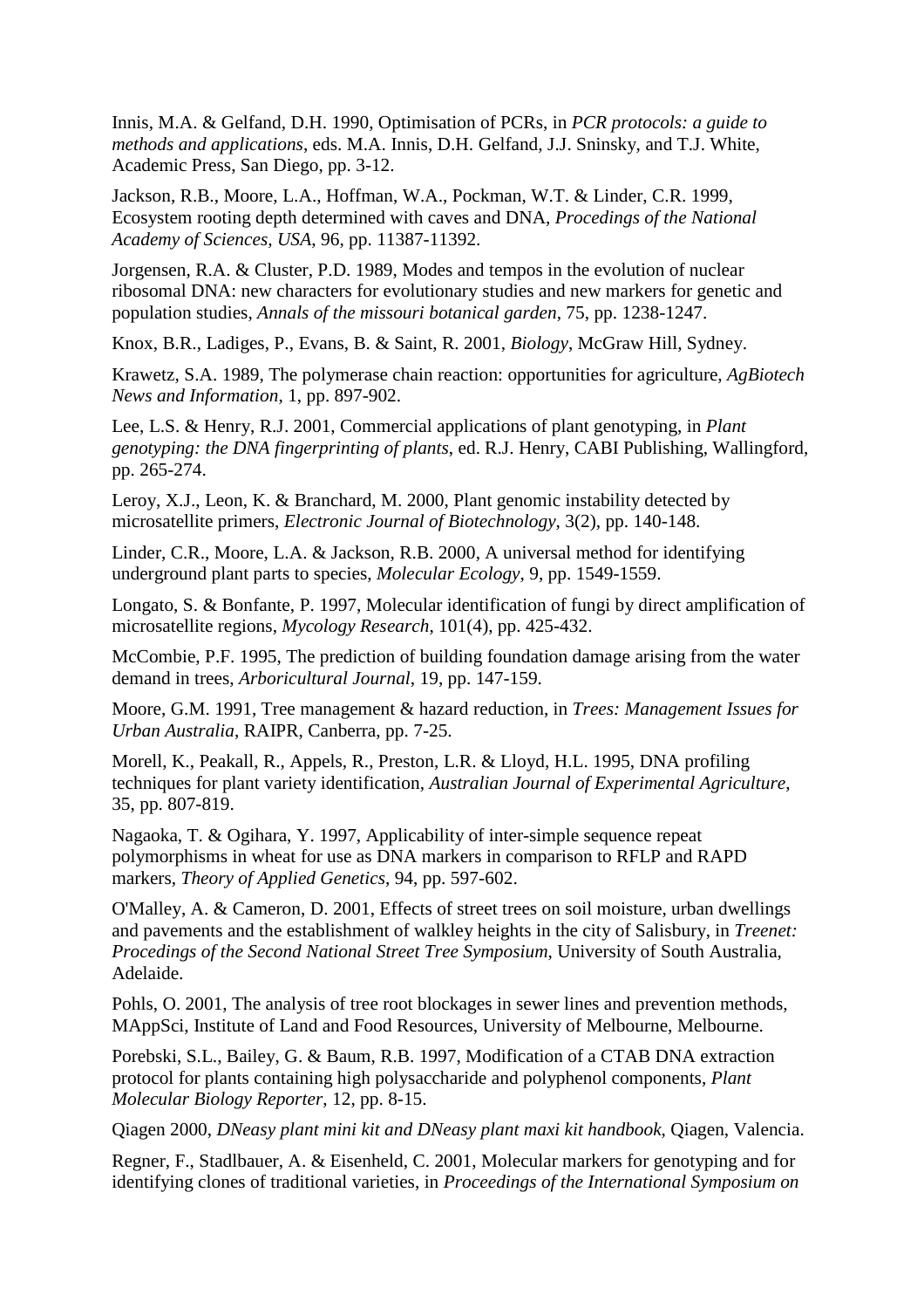Innis, M.A. & Gelfand, D.H. 1990, Optimisation of PCRs, in *PCR protocols: a guide to methods and applications*, eds. M.A. Innis, D.H. Gelfand, J.J. Sninsky, and T.J. White, Academic Press, San Diego, pp. 3-12.

Jackson, R.B., Moore, L.A., Hoffman, W.A., Pockman, W.T. & Linder, C.R. 1999, Ecosystem rooting depth determined with caves and DNA, *Procedings of the National Academy of Sciences, USA*, 96, pp. 11387-11392.

Jorgensen, R.A. & Cluster, P.D. 1989, Modes and tempos in the evolution of nuclear ribosomal DNA: new characters for evolutionary studies and new markers for genetic and population studies, *Annals of the missouri botanical garden*, 75, pp. 1238-1247.

Knox, B.R., Ladiges, P., Evans, B. & Saint, R. 2001, *Biology*, McGraw Hill, Sydney.

Krawetz, S.A. 1989, The polymerase chain reaction: opportunities for agriculture, *AgBiotech News and Information*, 1, pp. 897-902.

Lee, L.S. & Henry, R.J. 2001, Commercial applications of plant genotyping, in *Plant genotyping: the DNA fingerprinting of plants*, ed. R.J. Henry, CABI Publishing, Wallingford, pp. 265-274.

Leroy, X.J., Leon, K. & Branchard, M. 2000, Plant genomic instability detected by microsatellite primers, *Electronic Journal of Biotechnology*, 3(2), pp. 140-148.

Linder, C.R., Moore, L.A. & Jackson, R.B. 2000, A universal method for identifying underground plant parts to species, *Molecular Ecology*, 9, pp. 1549-1559.

Longato, S. & Bonfante, P. 1997, Molecular identification of fungi by direct amplification of microsatellite regions, *Mycology Research*, 101(4), pp. 425-432.

McCombie, P.F. 1995, The prediction of building foundation damage arising from the water demand in trees, *Arboricultural Journal*, 19, pp. 147-159.

Moore, G.M. 1991, Tree management & hazard reduction, in *Trees: Management Issues for Urban Australia*, RAIPR, Canberra, pp. 7-25.

Morell, K., Peakall, R., Appels, R., Preston, L.R. & Lloyd, H.L. 1995, DNA profiling techniques for plant variety identification, *Australian Journal of Experimental Agriculture*, 35, pp. 807-819.

Nagaoka, T. & Ogihara, Y. 1997, Applicability of inter-simple sequence repeat polymorphisms in wheat for use as DNA markers in comparison to RFLP and RAPD markers, *Theory of Applied Genetics*, 94, pp. 597-602.

O'Malley, A. & Cameron, D. 2001, Effects of street trees on soil moisture, urban dwellings and pavements and the establishment of walkley heights in the city of Salisbury, in *Treenet: Procedings of the Second National Street Tree Symposium*, University of South Australia, Adelaide.

Pohls, O. 2001, The analysis of tree root blockages in sewer lines and prevention methods, MAppSci, Institute of Land and Food Resources, University of Melbourne, Melbourne.

Porebski, S.L., Bailey, G. & Baum, R.B. 1997, Modification of a CTAB DNA extraction protocol for plants containing high polysaccharide and polyphenol components, *Plant Molecular Biology Reporter*, 12, pp. 8-15.

Qiagen 2000, *DNeasy plant mini kit and DNeasy plant maxi kit handbook*, Qiagen, Valencia.

Regner, F., Stadlbauer, A. & Eisenheld, C. 2001, Molecular markers for genotyping and for identifying clones of traditional varieties, in *Proceedings of the International Symposium on*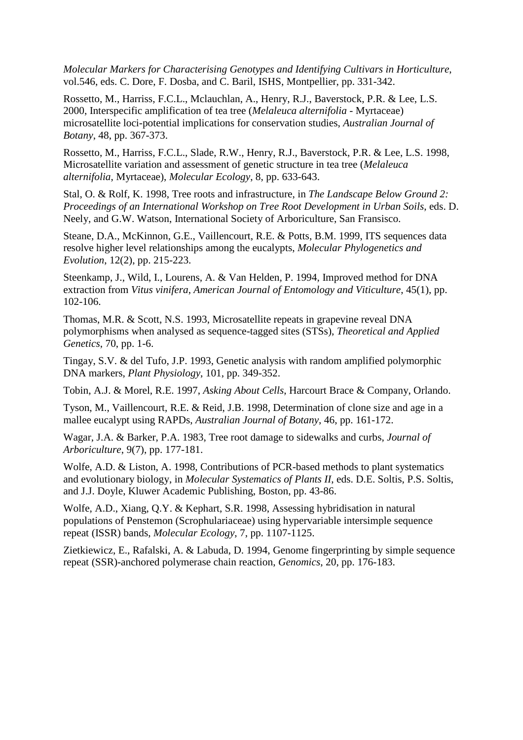*Molecular Markers for Characterising Genotypes and Identifying Cultivars in Horticulture*, vol.546, eds. C. Dore, F. Dosba, and C. Baril, ISHS, Montpellier, pp. 331-342.

Rossetto, M., Harriss, F.C.L., Mclauchlan, A., Henry, R.J., Baverstock, P.R. & Lee, L.S. 2000, Interspecific amplification of tea tree (*Melaleuca alternifolia* - Myrtaceae) microsatellite loci-potential implications for conservation studies, *Australian Journal of Botany*, 48, pp. 367-373.

Rossetto, M., Harriss, F.C.L., Slade, R.W., Henry, R.J., Baverstock, P.R. & Lee, L.S. 1998, Microsatellite variation and assessment of genetic structure in tea tree (*Melaleuca alternifolia*, Myrtaceae), *Molecular Ecology*, 8, pp. 633-643.

Stal, O. & Rolf, K. 1998, Tree roots and infrastructure, in *The Landscape Below Ground 2: Proceedings of an International Workshop on Tree Root Development in Urban Soils*, eds. D. Neely, and G.W. Watson, International Society of Arboriculture, San Fransisco.

Steane, D.A., McKinnon, G.E., Vaillencourt, R.E. & Potts, B.M. 1999, ITS sequences data resolve higher level relationships among the eucalypts, *Molecular Phylogenetics and Evolution*, 12(2), pp. 215-223.

Steenkamp, J., Wild, I., Lourens, A. & Van Helden, P. 1994, Improved method for DNA extraction from *Vitus vinifera*, *American Journal of Entomology and Viticulture*, 45(1), pp. 102-106.

Thomas, M.R. & Scott, N.S. 1993, Microsatellite repeats in grapevine reveal DNA polymorphisms when analysed as sequence-tagged sites (STSs), *Theoretical and Applied Genetics*, 70, pp. 1-6.

Tingay, S.V. & del Tufo, J.P. 1993, Genetic analysis with random amplified polymorphic DNA markers, *Plant Physiology*, 101, pp. 349-352.

Tobin, A.J. & Morel, R.E. 1997, *Asking About Cells*, Harcourt Brace & Company, Orlando.

Tyson, M., Vaillencourt, R.E. & Reid, J.B. 1998, Determination of clone size and age in a mallee eucalypt using RAPDs, *Australian Journal of Botany*, 46, pp. 161-172.

Wagar, J.A. & Barker, P.A. 1983, Tree root damage to sidewalks and curbs, *Journal of Arboriculture*, 9(7), pp. 177-181.

Wolfe, A.D. & Liston, A. 1998, Contributions of PCR-based methods to plant systematics and evolutionary biology, in *Molecular Systematics of Plants II*, eds. D.E. Soltis, P.S. Soltis, and J.J. Doyle, Kluwer Academic Publishing, Boston, pp. 43-86.

Wolfe, A.D., Xiang, Q.Y. & Kephart, S.R. 1998, Assessing hybridisation in natural populations of Penstemon (Scrophulariaceae) using hypervariable intersimple sequence repeat (ISSR) bands, *Molecular Ecology*, 7, pp. 1107-1125.

Zietkiewicz, E., Rafalski, A. & Labuda, D. 1994, Genome fingerprinting by simple sequence repeat (SSR)-anchored polymerase chain reaction, *Genomics*, 20, pp. 176-183.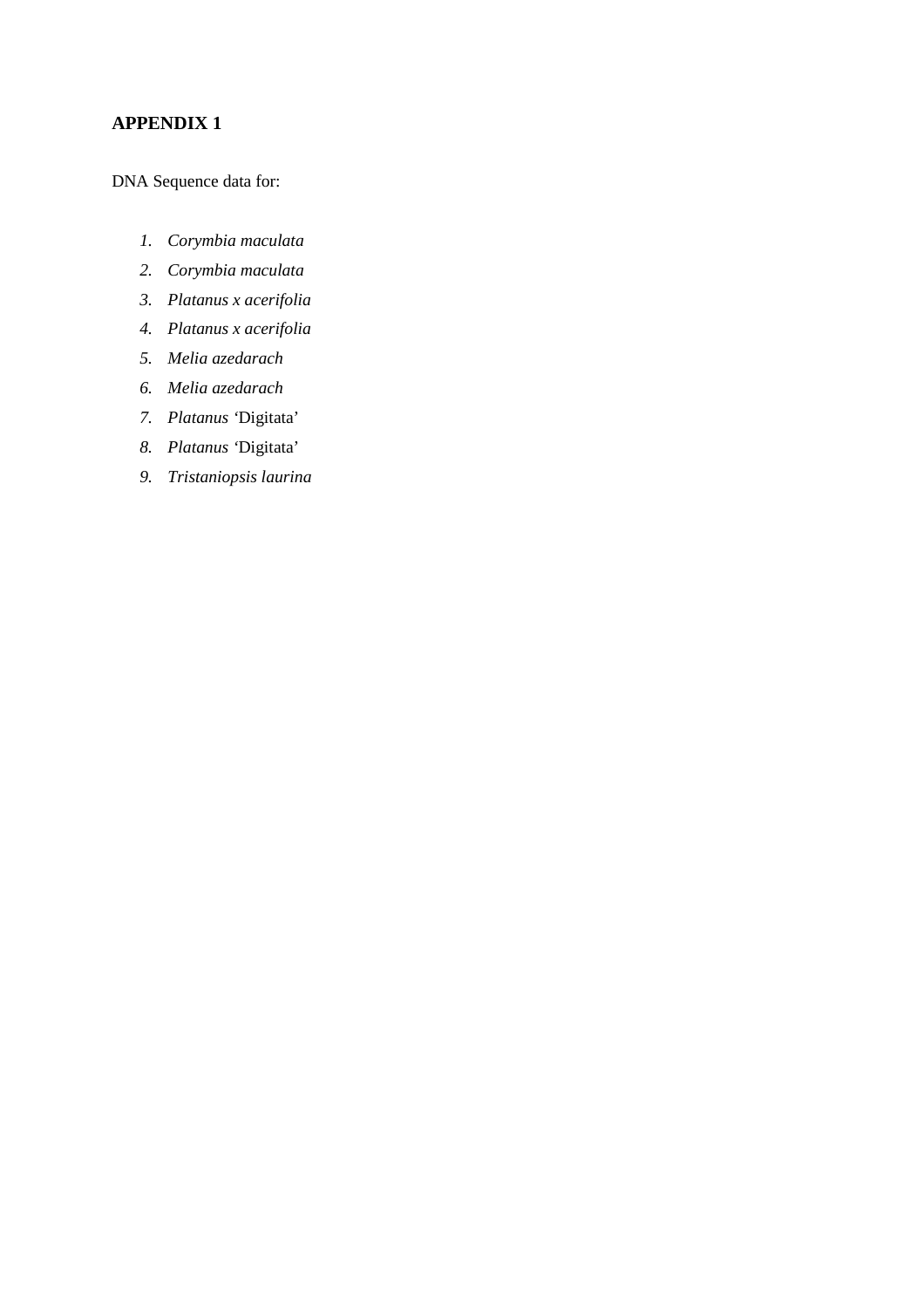## APPENDIX 1

DNA Sequence data for:

1. *Corymbia maculata*
2. *Corymbia maculata*
3. *Platanus x acerifolia*
4. *Platanus x acerifolia*
5. *Melia azedarach*
6. *Melia azedarach*
7. *Platanus* 'Digitata'
8. *Platanus* 'Digitata'
9. *Tristaniopsis laurina*